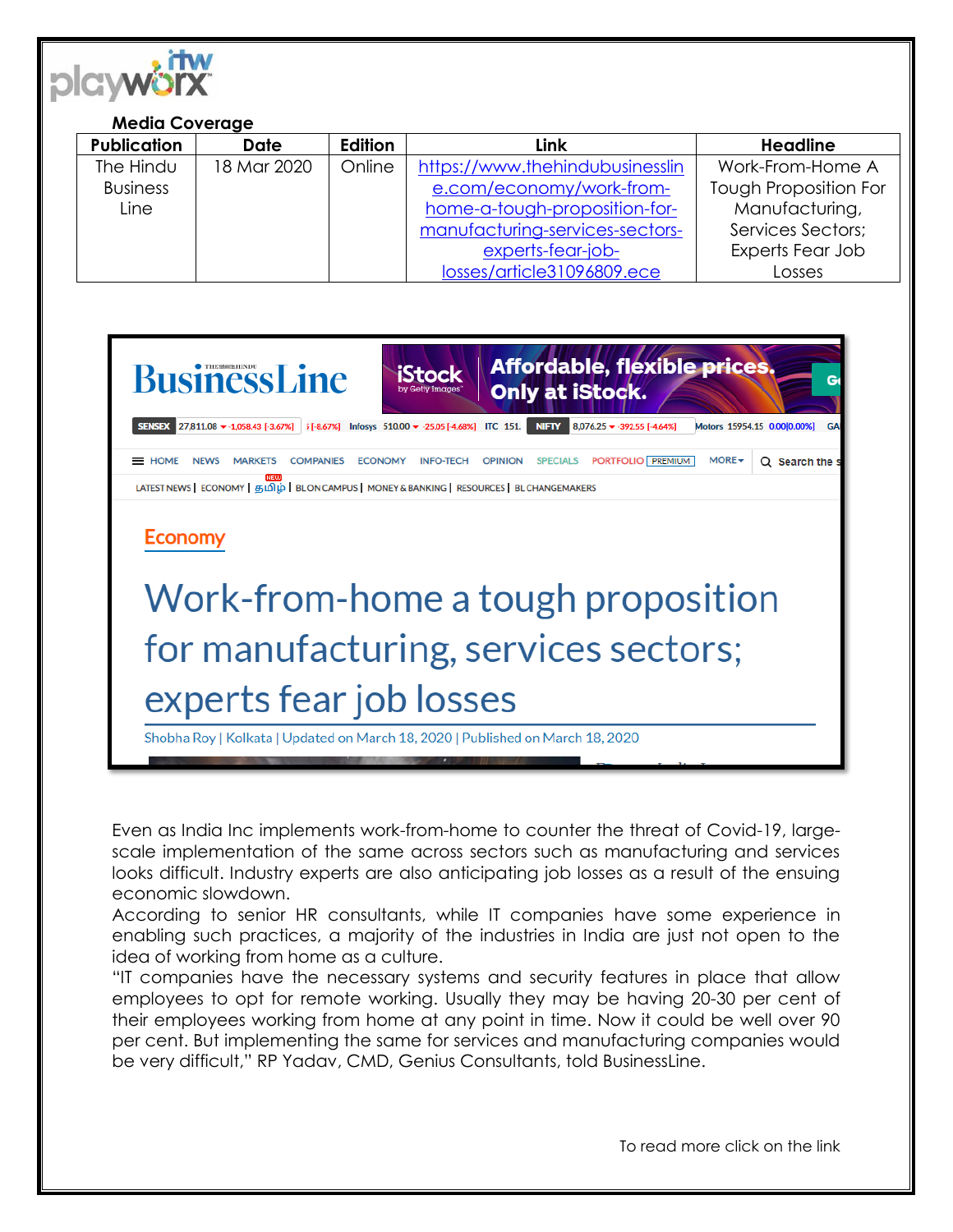**Media Coverage**

| Publication | Date | Edition | Link | Headline |
|---|---|---|---|---|
| The Hindu Business Line | 18 Mar 2020 | Online | https://www.thehindubusinessline.com/economy/work-from-home-a-tough-proposition-for-manufacturing-services-sectors-experts-fear-job-losses/article31096809.ece | Work-From-Home A Tough Proposition For Manufacturing, Services Sectors; Experts Fear Job Losses |

BusinessLine

Economy

# Work-from-home a tough proposition for manufacturing, services sectors; experts fear job losses

Shobha Roy | Kolkata | Updated on March 18, 2020 | Published on March 18, 2020

Even as India Inc implements work-from-home to counter the threat of Covid-19, large-scale implementation of the same across sectors such as manufacturing and services looks difficult. Industry experts are also anticipating job losses as a result of the ensuing economic slowdown.

According to senior HR consultants, while IT companies have some experience in enabling such practices, a majority of the industries in India are just not open to the idea of working from home as a culture.

"IT companies have the necessary systems and security features in place that allow employees to opt for remote working. Usually they may be having 20-30 per cent of their employees working from home at any point in time. Now it could be well over 90 per cent. But implementing the same for services and manufacturing companies would be very difficult," RP Yadav, CMD, Genius Consultants, told BusinessLine.

To read more click on the link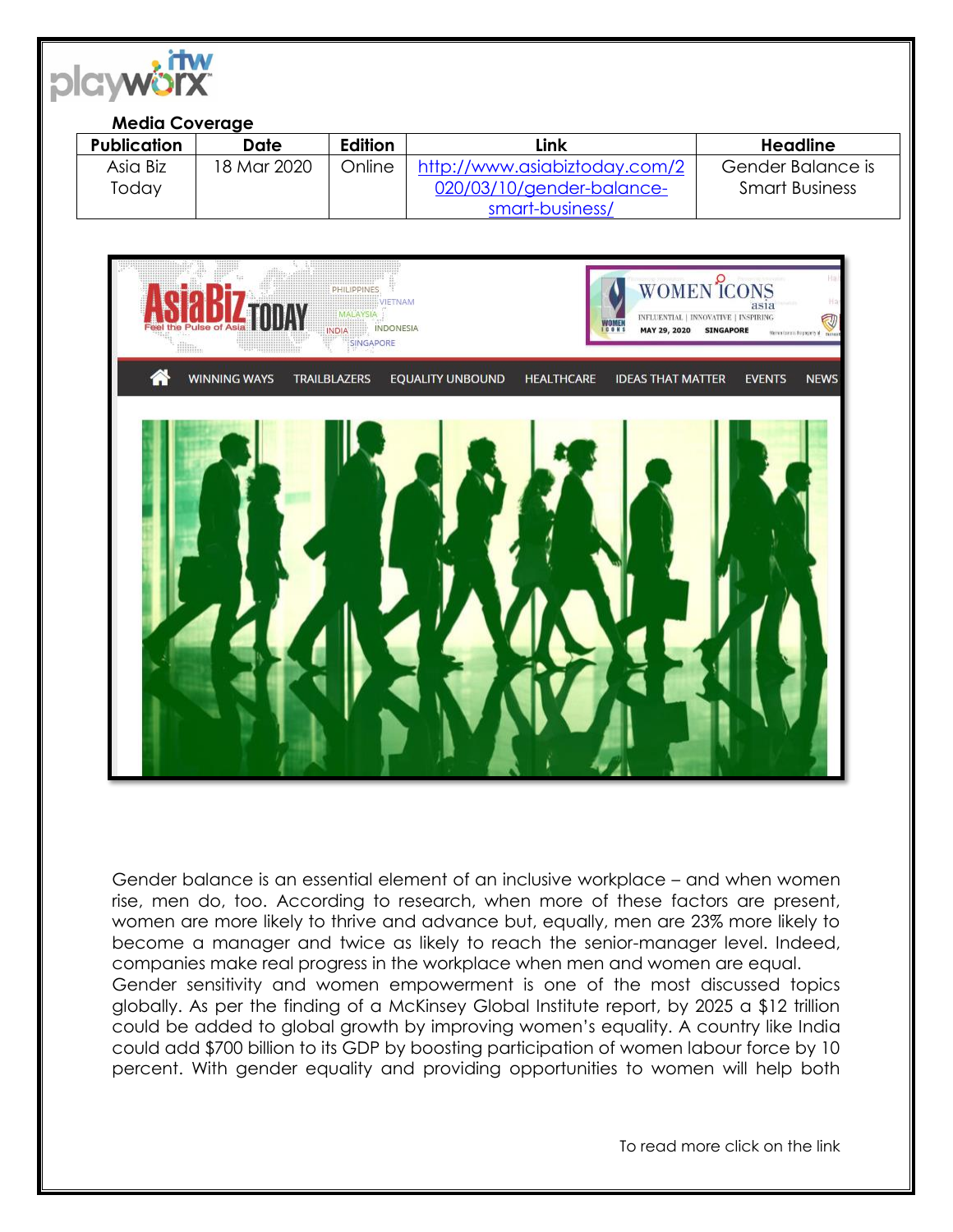**Media Coverage**

| Publication | Date | Edition | Link | Headline |
|---|---|---|---|---|
| Asia Biz Today | 18 Mar 2020 | Online | http://www.asiabiztoday.com/2020/03/10/gender-balance-smart-business/ | Gender Balance is Smart Business |

Gender balance is an essential element of an inclusive workplace – and when women rise, men do, too. According to research, when more of these factors are present, women are more likely to thrive and advance but, equally, men are 23% more likely to become a manager and twice as likely to reach the senior-manager level. Indeed, companies make real progress in the workplace when men and women are equal.

Gender sensitivity and women empowerment is one of the most discussed topics globally. As per the finding of a McKinsey Global Institute report, by 2025 a $12 trillion could be added to global growth by improving women's equality. A country like India could add $700 billion to its GDP by boosting participation of women labour force by 10 percent. With gender equality and providing opportunities to women will help both

To read more click on the link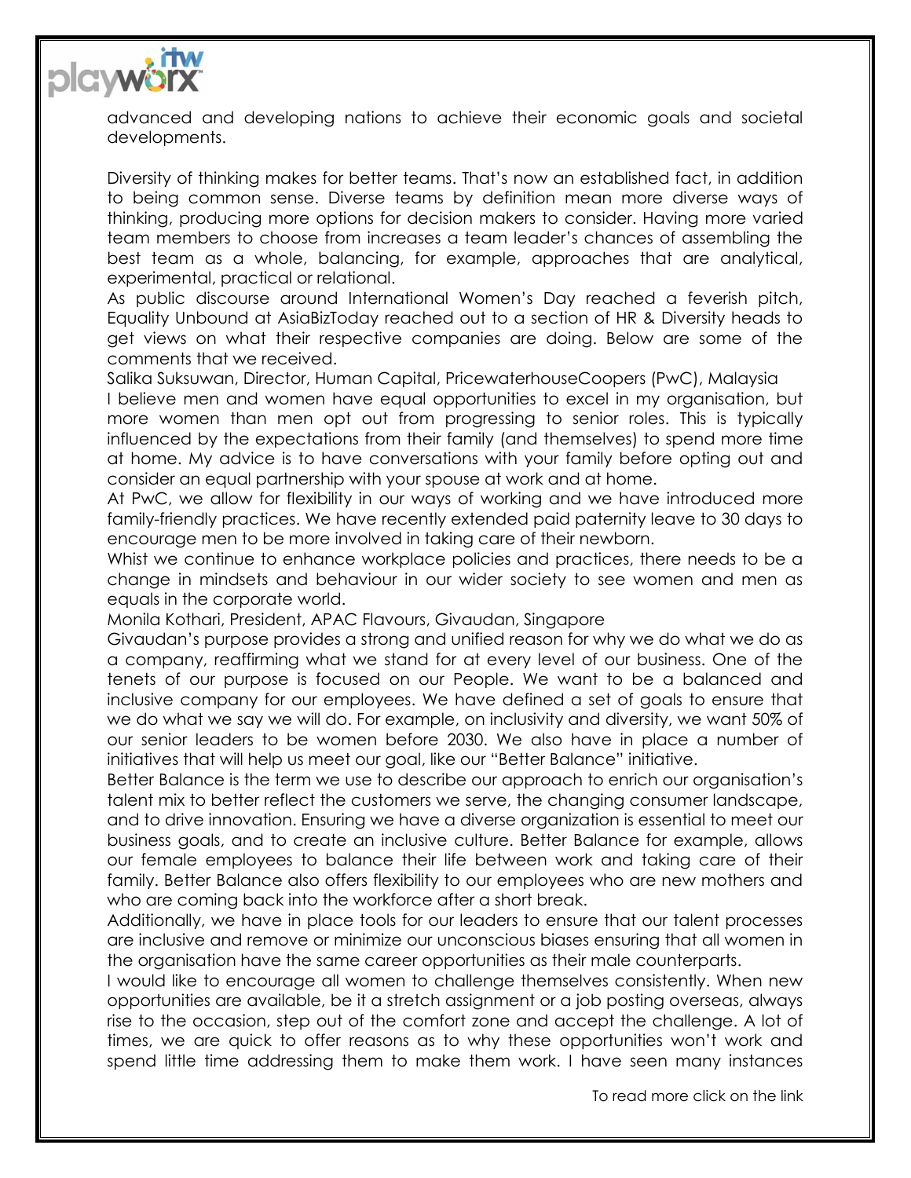advanced and developing nations to achieve their economic goals and societal developments.

Diversity of thinking makes for better teams. That's now an established fact, in addition to being common sense. Diverse teams by definition mean more diverse ways of thinking, producing more options for decision makers to consider. Having more varied team members to choose from increases a team leader's chances of assembling the best team as a whole, balancing, for example, approaches that are analytical, experimental, practical or relational.

As public discourse around International Women's Day reached a feverish pitch, Equality Unbound at AsiaBizToday reached out to a section of HR & Diversity heads to get views on what their respective companies are doing. Below are some of the comments that we received.

Salika Suksuwan, Director, Human Capital, PricewaterhouseCoopers (PwC), Malaysia

I believe men and women have equal opportunities to excel in my organisation, but more women than men opt out from progressing to senior roles. This is typically influenced by the expectations from their family (and themselves) to spend more time at home. My advice is to have conversations with your family before opting out and consider an equal partnership with your spouse at work and at home.

At PwC, we allow for flexibility in our ways of working and we have introduced more family-friendly practices. We have recently extended paid paternity leave to 30 days to encourage men to be more involved in taking care of their newborn.

Whist we continue to enhance workplace policies and practices, there needs to be a change in mindsets and behaviour in our wider society to see women and men as equals in the corporate world.

Monila Kothari, President, APAC Flavours, Givaudan, Singapore

Givaudan's purpose provides a strong and unified reason for why we do what we do as a company, reaffirming what we stand for at every level of our business. One of the tenets of our purpose is focused on our People. We want to be a balanced and inclusive company for our employees. We have defined a set of goals to ensure that we do what we say we will do. For example, on inclusivity and diversity, we want 50% of our senior leaders to be women before 2030. We also have in place a number of initiatives that will help us meet our goal, like our "Better Balance" initiative.

Better Balance is the term we use to describe our approach to enrich our organisation's talent mix to better reflect the customers we serve, the changing consumer landscape, and to drive innovation. Ensuring we have a diverse organization is essential to meet our business goals, and to create an inclusive culture. Better Balance for example, allows our female employees to balance their life between work and taking care of their family. Better Balance also offers flexibility to our employees who are new mothers and who are coming back into the workforce after a short break.

Additionally, we have in place tools for our leaders to ensure that our talent processes are inclusive and remove or minimize our unconscious biases ensuring that all women in the organisation have the same career opportunities as their male counterparts.

I would like to encourage all women to challenge themselves consistently. When new opportunities are available, be it a stretch assignment or a job posting overseas, always rise to the occasion, step out of the comfort zone and accept the challenge. A lot of times, we are quick to offer reasons as to why these opportunities won't work and spend little time addressing them to make them work. I have seen many instances

To read more click on the link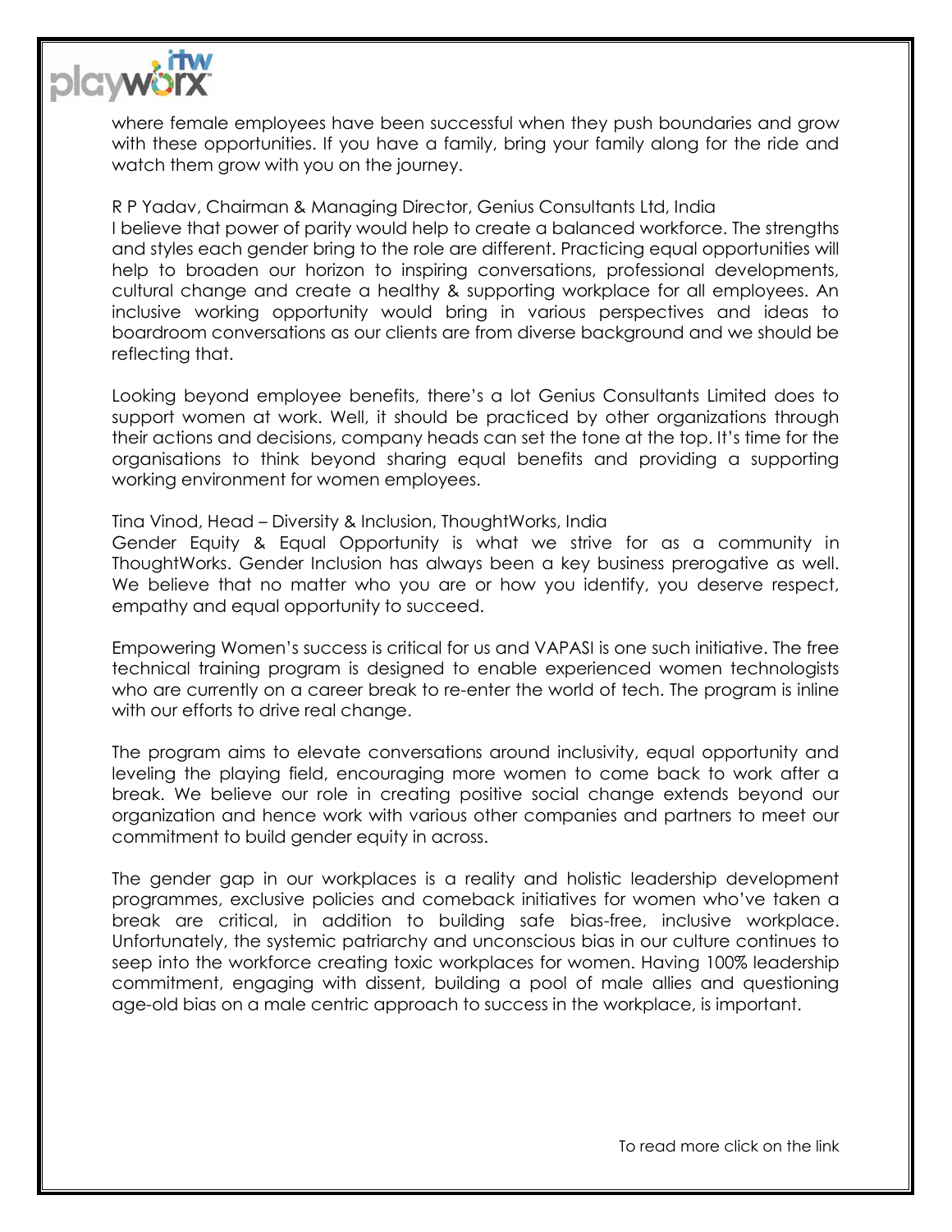where female employees have been successful when they push boundaries and grow with these opportunities. If you have a family, bring your family along for the ride and watch them grow with you on the journey.

R P Yadav, Chairman & Managing Director, Genius Consultants Ltd, India
I believe that power of parity would help to create a balanced workforce. The strengths and styles each gender bring to the role are different. Practicing equal opportunities will help to broaden our horizon to inspiring conversations, professional developments, cultural change and create a healthy & supporting workplace for all employees. An inclusive working opportunity would bring in various perspectives and ideas to boardroom conversations as our clients are from diverse background and we should be reflecting that.

Looking beyond employee benefits, there's a lot Genius Consultants Limited does to support women at work. Well, it should be practiced by other organizations through their actions and decisions, company heads can set the tone at the top. It's time for the organisations to think beyond sharing equal benefits and providing a supporting working environment for women employees.

Tina Vinod, Head – Diversity & Inclusion, ThoughtWorks, India
Gender Equity & Equal Opportunity is what we strive for as a community in ThoughtWorks. Gender Inclusion has always been a key business prerogative as well. We believe that no matter who you are or how you identify, you deserve respect, empathy and equal opportunity to succeed.

Empowering Women's success is critical for us and VAPASI is one such initiative. The free technical training program is designed to enable experienced women technologists who are currently on a career break to re-enter the world of tech. The program is inline with our efforts to drive real change.

The program aims to elevate conversations around inclusivity, equal opportunity and leveling the playing field, encouraging more women to come back to work after a break. We believe our role in creating positive social change extends beyond our organization and hence work with various other companies and partners to meet our commitment to build gender equity in across.

The gender gap in our workplaces is a reality and holistic leadership development programmes, exclusive policies and comeback initiatives for women who've taken a break are critical, in addition to building safe bias-free, inclusive workplace. Unfortunately, the systemic patriarchy and unconscious bias in our culture continues to seep into the workforce creating toxic workplaces for women. Having 100% leadership commitment, engaging with dissent, building a pool of male allies and questioning age-old bias on a male centric approach to success in the workplace, is important.

To read more click on the link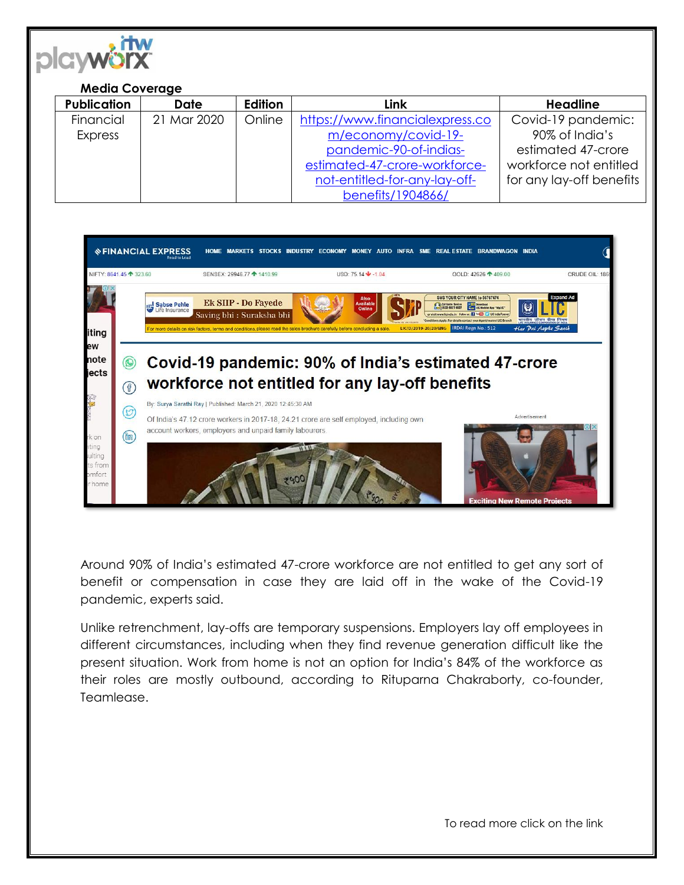**Media Coverage**

| Publication | Date | Edition | Link | Headline |
|---|---|---|---|---|
| Financial Express | 21 Mar 2020 | Online | https://www.financialexpress.com/economy/covid-19-pandemic-90-of-indias-estimated-47-crore-workforce-not-entitled-for-any-lay-off-benefits/1904866/ | Covid-19 pandemic: 90% of India's estimated 47-crore workforce not entitled for any lay-off benefits |

Around 90% of India's estimated 47-crore workforce are not entitled to get any sort of benefit or compensation in case they are laid off in the wake of the Covid-19 pandemic, experts said.

Unlike retrenchment, lay-offs are temporary suspensions. Employers lay off employees in different circumstances, including when they find revenue generation difficult like the present situation. Work from home is not an option for India's 84% of the workforce as their roles are mostly outbound, according to Rituparna Chakraborty, co-founder, Teamlease.

To read more click on the link